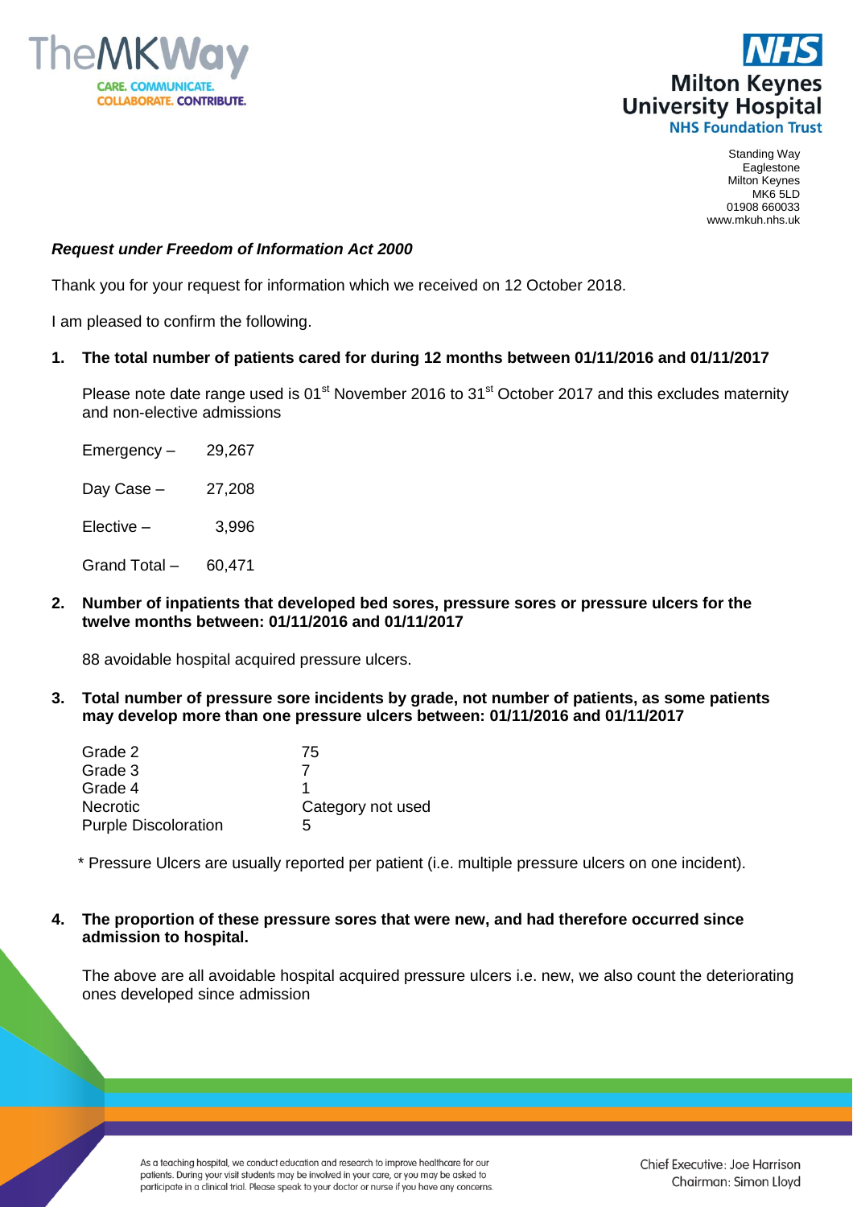Standing Way
Eaglestone
Milton Keynes
MK6 5LD
01908 660033
www.mkuh.nhs.uk

***Request under Freedom of Information Act 2000***

Thank you for your request for information which we received on 12 October 2018.

I am pleased to confirm the following.

1. **The total number of patients cared for during 12 months between 01/11/2016 and 01/11/2017**

   Please note date range used is 01st November 2016 to 31st October 2017 and this excludes maternity and non-elective admissions

   Emergency – 29,267

   Day Case – 27,208

   Elective – 3,996

   Grand Total – 60,471

2. **Number of inpatients that developed bed sores, pressure sores or pressure ulcers for the twelve months between: 01/11/2016 and 01/11/2017**

   88 avoidable hospital acquired pressure ulcers.

3. **Total number of pressure sore incidents by grade, not number of patients, as some patients may develop more than one pressure ulcers between: 01/11/2016 and 01/11/2017**

| | |
|---|---|
| Grade 2 | 75 |
| Grade 3 | 7 |
| Grade 4 | 1 |
| Necrotic | Category not used |
| Purple Discoloration | 5 |

\* Pressure Ulcers are usually reported per patient (i.e. multiple pressure ulcers on one incident).

4. **The proportion of these pressure sores that were new, and had therefore occurred since admission to hospital.**

   The above are all avoidable hospital acquired pressure ulcers i.e. new, we also count the deteriorating ones developed since admission

As a teaching hospital, we conduct education and research to improve healthcare for our patients. During your visit students may be involved in your care, or you may be asked to participate in a clinical trial. Please speak to your doctor or nurse if you have any concerns.

Chief Executive: Joe Harrison
Chairman: Simon Lloyd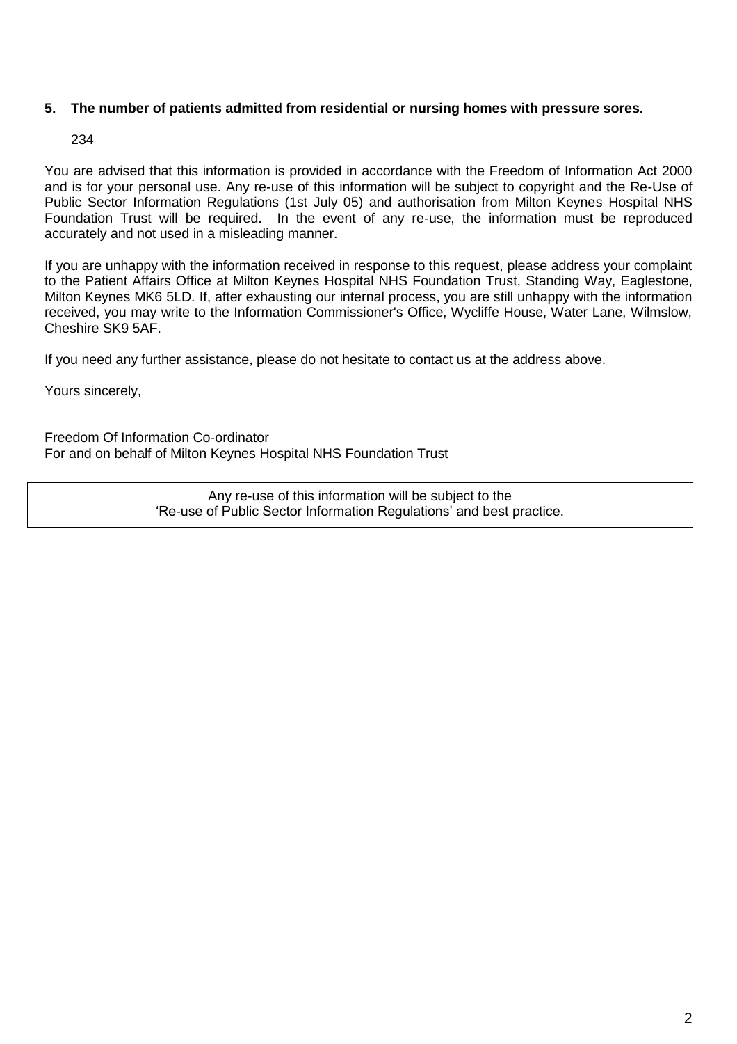**5. The number of patients admitted from residential or nursing homes with pressure sores.**

234

You are advised that this information is provided in accordance with the Freedom of Information Act 2000 and is for your personal use. Any re-use of this information will be subject to copyright and the Re-Use of Public Sector Information Regulations (1st July 05) and authorisation from Milton Keynes Hospital NHS Foundation Trust will be required. In the event of any re-use, the information must be reproduced accurately and not used in a misleading manner.

If you are unhappy with the information received in response to this request, please address your complaint to the Patient Affairs Office at Milton Keynes Hospital NHS Foundation Trust, Standing Way, Eaglestone, Milton Keynes MK6 5LD. If, after exhausting our internal process, you are still unhappy with the information received, you may write to the Information Commissioner's Office, Wycliffe House, Water Lane, Wilmslow, Cheshire SK9 5AF.

If you need any further assistance, please do not hesitate to contact us at the address above.

Yours sincerely,

Freedom Of Information Co-ordinator
For and on behalf of Milton Keynes Hospital NHS Foundation Trust

Any re-use of this information will be subject to the
'Re-use of Public Sector Information Regulations' and best practice.